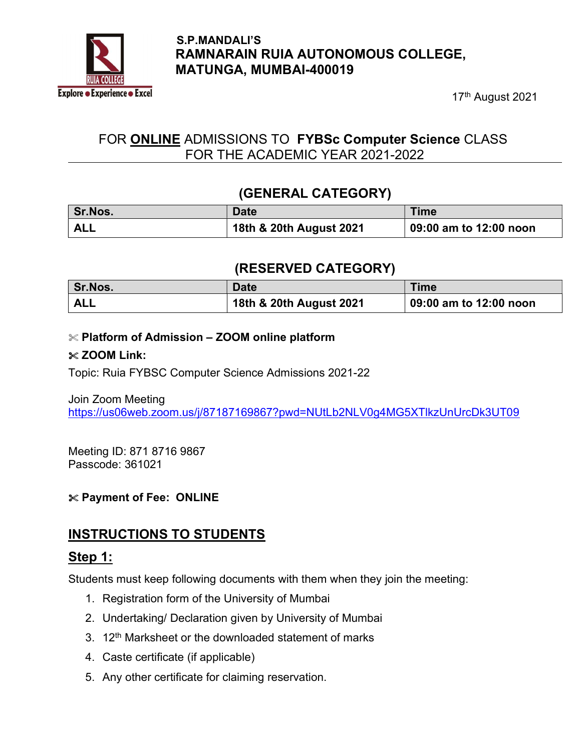S.P.MANDALI'S
**RAMNARAIN RUIA AUTONOMOUS COLLEGE, MATUNGA, MUMBAI-400019**

17th August 2021

## FOR **ONLINE** ADMISSIONS TO **FYBSc Computer Science** CLASS FOR THE ACADEMIC YEAR 2021-2022

### (GENERAL CATEGORY)

| Sr.Nos. | Date | Time |
|---|---|---|
| ALL | 18th & 20th August 2021 | 09:00 am to 12:00 noon |

### (RESERVED CATEGORY)

| Sr.Nos. | Date | Time |
|---|---|---|
| ALL | 18th & 20th August 2021 | 09:00 am to 12:00 noon |

- **Platform of Admission – ZOOM online platform**
- **ZOOM Link:**

Topic: Ruia FYBSC Computer Science Admissions 2021-22

Join Zoom Meeting
https://us06web.zoom.us/j/87187169867?pwd=NUtLb2NLV0g4MG5XTlkzUnUrcDk3UT09

Meeting ID: 871 8716 9867
Passcode: 361021

- **Payment of Fee: ONLINE**

## INSTRUCTIONS TO STUDENTS

### Step 1:

Students must keep following documents with them when they join the meeting:

1. Registration form of the University of Mumbai
2. Undertaking/ Declaration given by University of Mumbai
3. 12th Marksheet or the downloaded statement of marks
4. Caste certificate (if applicable)
5. Any other certificate for claiming reservation.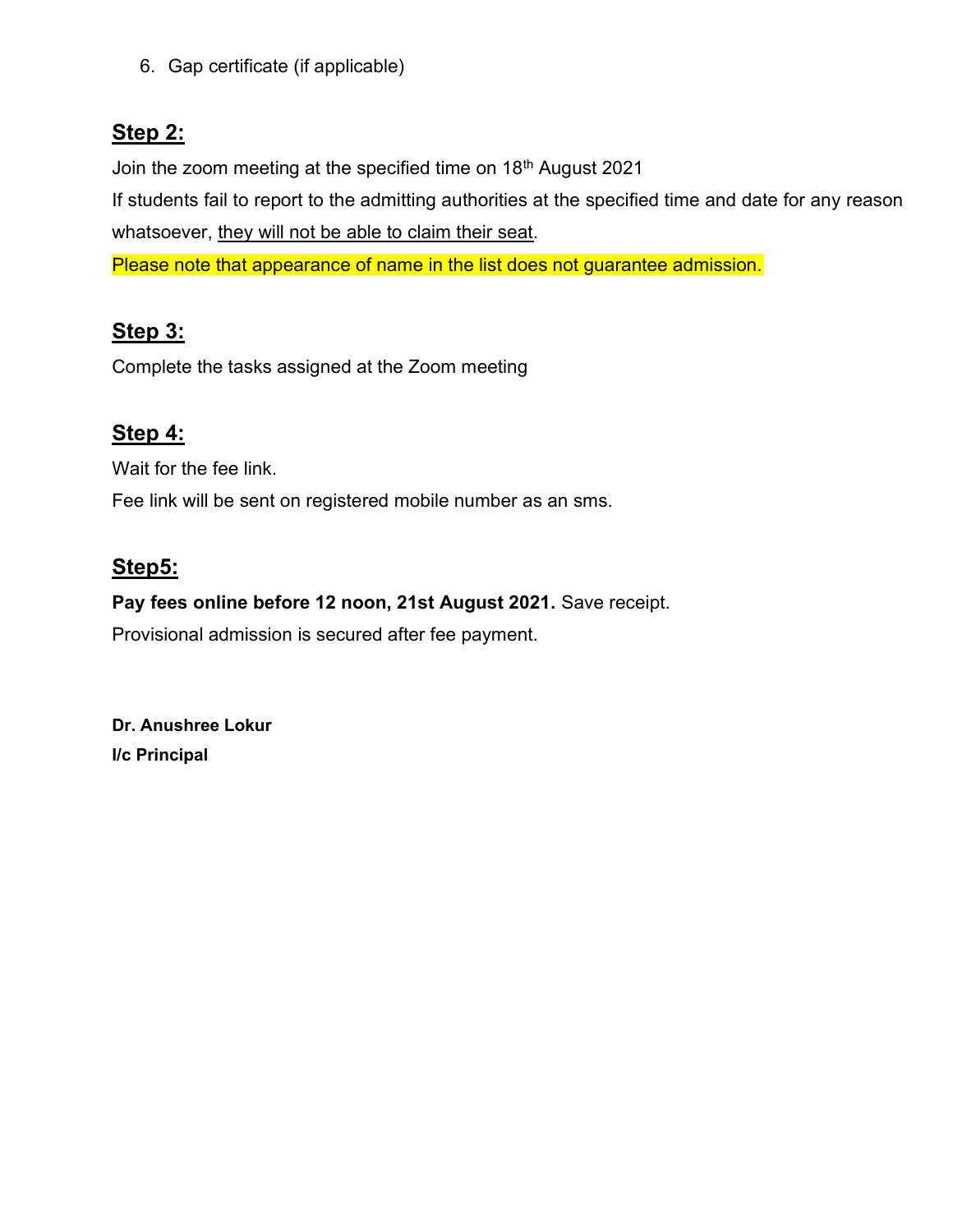6. Gap certificate (if applicable)

## Step 2:

Join the zoom meeting at the specified time on 18th August 2021

If students fail to report to the admitting authorities at the specified time and date for any reason whatsoever, they will not be able to claim their seat.

Please note that appearance of name in the list does not guarantee admission.

## Step 3:

Complete the tasks assigned at the Zoom meeting

## Step 4:

Wait for the fee link.

Fee link will be sent on registered mobile number as an sms.

## Step5:

**Pay fees online before 12 noon, 21st August 2021.** Save receipt.

Provisional admission is secured after fee payment.

**Dr. Anushree Lokur**

**I/c Principal**